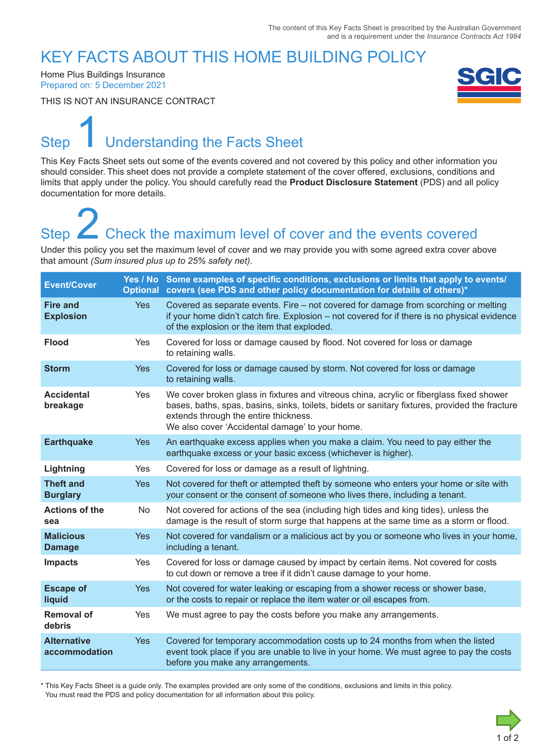The content of this Key Facts Sheet is prescribed by the Australian Government and is a requirement under the *Insurance Contracts Act 1984*

# KEY FACTS ABOUT THIS HOME BUILDING POLICY

Home Plus Buildings Insurance
Prepared on: 5 December 2021

THIS IS NOT AN INSURANCE CONTRACT

SGIC

## Step 1 Understanding the Facts Sheet

This Key Facts Sheet sets out some of the events covered and not covered by this policy and other information you should consider. This sheet does not provide a complete statement of the cover offered, exclusions, conditions and limits that apply under the policy. You should carefully read the **Product Disclosure Statement** (PDS) and all policy documentation for more details.

## Step 2 Check the maximum level of cover and the events covered

Under this policy you set the maximum level of cover and we may provide you with some agreed extra cover above that amount *(Sum insured plus up to 25% safety net)*.

| Event/Cover | Yes / No Optional | Some examples of specific conditions, exclusions or limits that apply to events/ covers (see PDS and other policy documentation for details of others)* |
|---|---|---|
| **Fire and Explosion** | Yes | Covered as separate events. Fire – not covered for damage from scorching or melting if your home didn't catch fire. Explosion – not covered for if there is no physical evidence of the explosion or the item that exploded. |
| **Flood** | Yes | Covered for loss or damage caused by flood. Not covered for loss or damage to retaining walls. |
| **Storm** | Yes | Covered for loss or damage caused by storm. Not covered for loss or damage to retaining walls. |
| **Accidental breakage** | Yes | We cover broken glass in fixtures and vitreous china, acrylic or fiberglass fixed shower bases, baths, spas, basins, sinks, toilets, bidets or sanitary fixtures, provided the fracture extends through the entire thickness.<br>We also cover 'Accidental damage' to your home. |
| **Earthquake** | Yes | An earthquake excess applies when you make a claim. You need to pay either the earthquake excess or your basic excess (whichever is higher). |
| **Lightning** | Yes | Covered for loss or damage as a result of lightning. |
| **Theft and Burglary** | Yes | Not covered for theft or attempted theft by someone who enters your home or site with your consent or the consent of someone who lives there, including a tenant. |
| **Actions of the sea** | No | Not covered for actions of the sea (including high tides and king tides), unless the damage is the result of storm surge that happens at the same time as a storm or flood. |
| **Malicious Damage** | Yes | Not covered for vandalism or a malicious act by you or someone who lives in your home, including a tenant. |
| **Impacts** | Yes | Covered for loss or damage caused by impact by certain items. Not covered for costs to cut down or remove a tree if it didn't cause damage to your home. |
| **Escape of liquid** | Yes | Not covered for water leaking or escaping from a shower recess or shower base, or the costs to repair or replace the item water or oil escapes from. |
| **Removal of debris** | Yes | We must agree to pay the costs before you make any arrangements. |
| **Alternative accommodation** | Yes | Covered for temporary accommodation costs up to 24 months from when the listed event took place if you are unable to live in your home. We must agree to pay the costs before you make any arrangements. |

\* This Key Facts Sheet is a guide only. The examples provided are only some of the conditions, exclusions and limits in this policy. You must read the PDS and policy documentation for all information about this policy.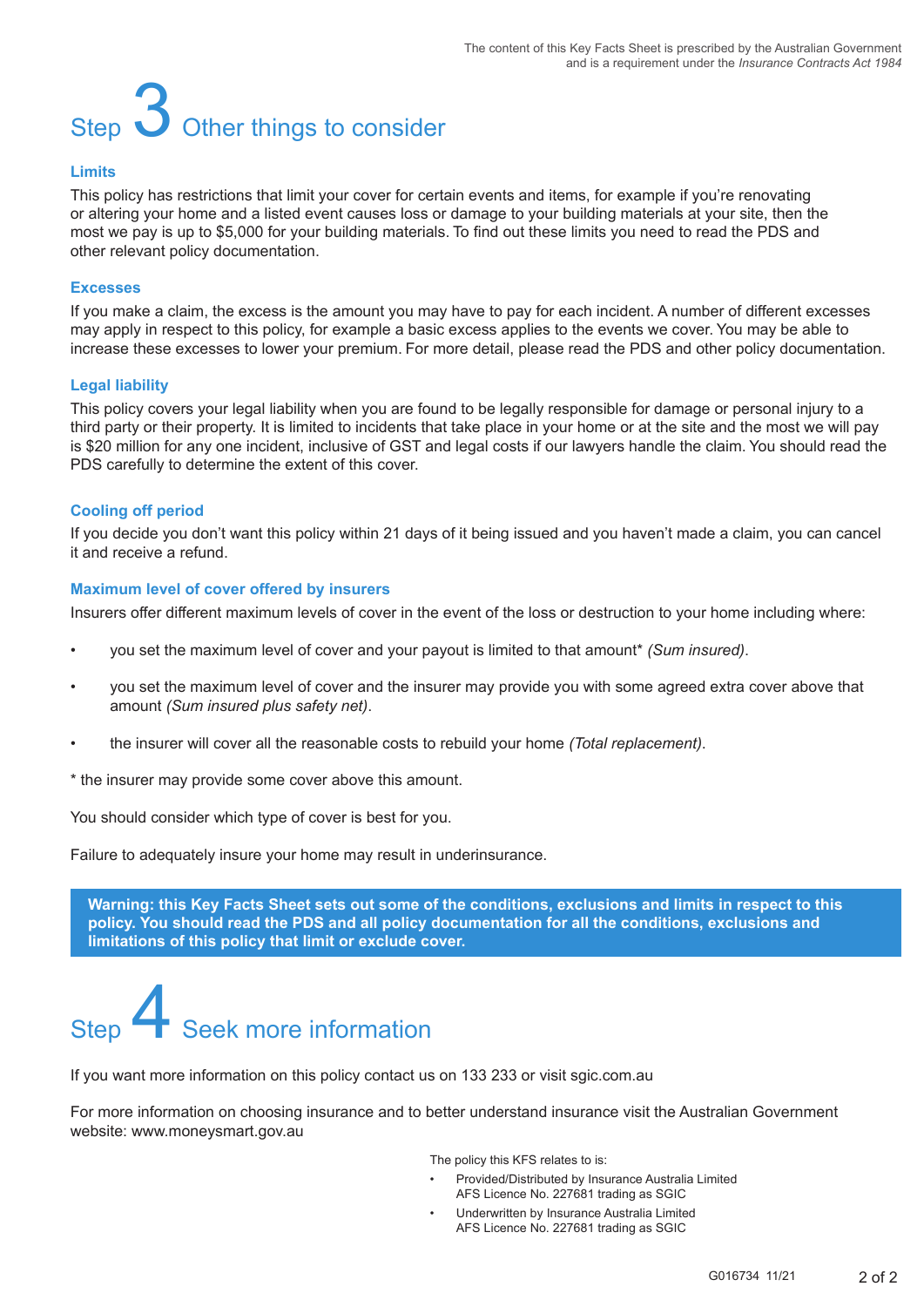The content of this Key Facts Sheet is prescribed by the Australian Government and is a requirement under the *Insurance Contracts Act 1984*

# Step 3 Other things to consider

### Limits

This policy has restrictions that limit your cover for certain events and items, for example if you're renovating or altering your home and a listed event causes loss or damage to your building materials at your site, then the most we pay is up to $5,000 for your building materials. To find out these limits you need to read the PDS and other relevant policy documentation.

### Excesses

If you make a claim, the excess is the amount you may have to pay for each incident. A number of different excesses may apply in respect to this policy, for example a basic excess applies to the events we cover. You may be able to increase these excesses to lower your premium. For more detail, please read the PDS and other policy documentation.

### Legal liability

This policy covers your legal liability when you are found to be legally responsible for damage or personal injury to a third party or their property. It is limited to incidents that take place in your home or at the site and the most we will pay is $20 million for any one incident, inclusive of GST and legal costs if our lawyers handle the claim. You should read the PDS carefully to determine the extent of this cover.

### Cooling off period

If you decide you don't want this policy within 21 days of it being issued and you haven't made a claim, you can cancel it and receive a refund.

### Maximum level of cover offered by insurers

Insurers offer different maximum levels of cover in the event of the loss or destruction to your home including where:

- you set the maximum level of cover and your payout is limited to that amount* *(Sum insured)*.
- you set the maximum level of cover and the insurer may provide you with some agreed extra cover above that amount *(Sum insured plus safety net)*.
- the insurer will cover all the reasonable costs to rebuild your home *(Total replacement)*.

* the insurer may provide some cover above this amount.

You should consider which type of cover is best for you.

Failure to adequately insure your home may result in underinsurance.

**Warning: this Key Facts Sheet sets out some of the conditions, exclusions and limits in respect to this policy. You should read the PDS and all policy documentation for all the conditions, exclusions and limitations of this policy that limit or exclude cover.**

# Step 4 Seek more information

If you want more information on this policy contact us on 133 233 or visit sgic.com.au

For more information on choosing insurance and to better understand insurance visit the Australian Government website: www.moneysmart.gov.au

The policy this KFS relates to is:

- Provided/Distributed by Insurance Australia Limited AFS Licence No. 227681 trading as SGIC
- Underwritten by Insurance Australia Limited AFS Licence No. 227681 trading as SGIC

G016734 11/21